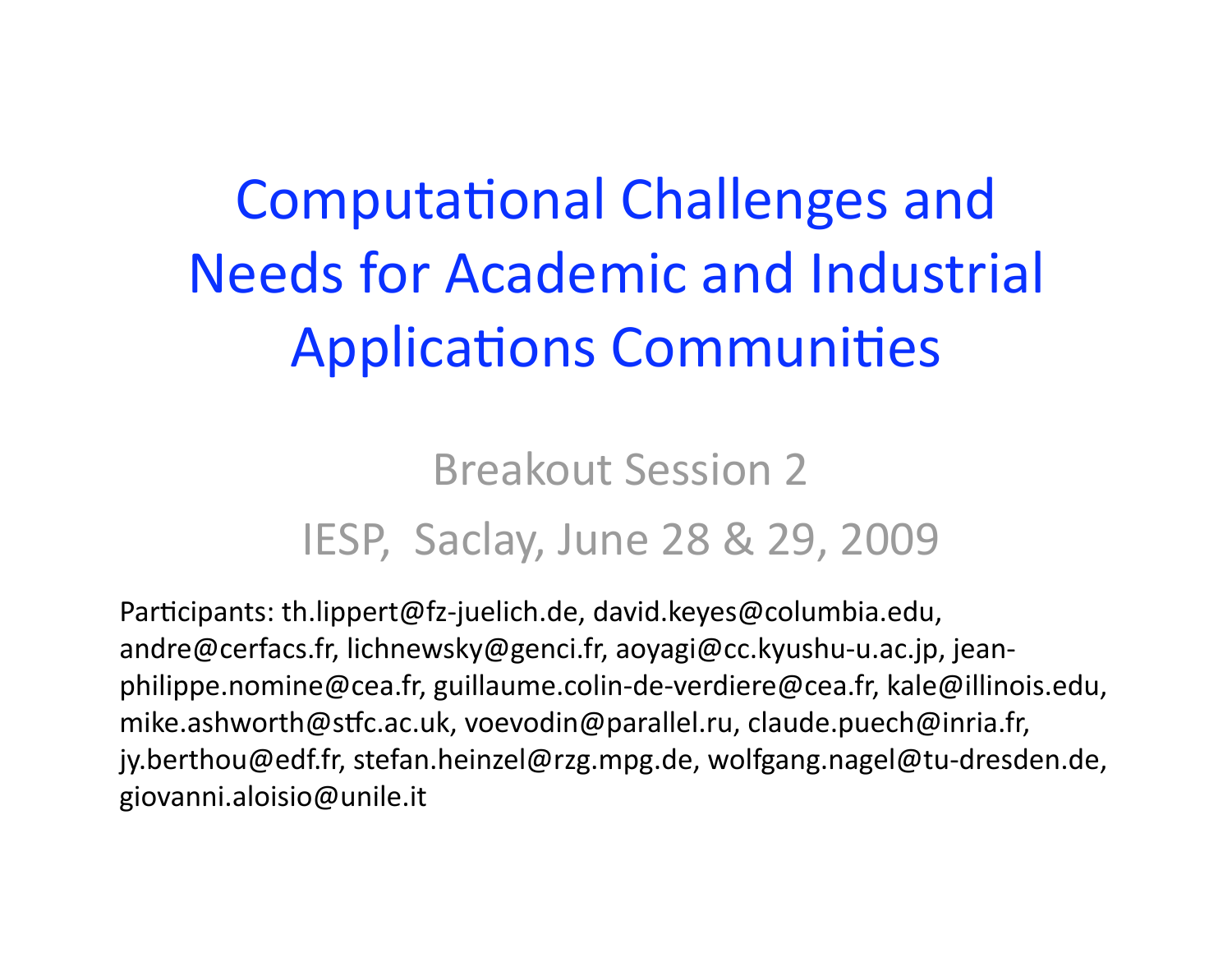# Computational Challenges and Needs for Academic and Industrial Applications Communities

Breakout Session 2

IESP, Saclay, June 28 & 29, 2009

Participants: th.lippert@fz-juelich.de, david.keyes@columbia.edu, andre@cerfacs.fr, lichnewsky@genci.fr, aoyagi@cc.kyushu-u.ac.jp, jean-philippe.nomine@cea.fr, guillaume.colin-de-verdiere@cea.fr, kale@illinois.edu, mike.ashworth@stfc.ac.uk, voevodin@parallel.ru, claude.puech@inria.fr, jy.berthou@edf.fr, stefan.heinzel@rzg.mpg.de, wolfgang.nagel@tu-dresden.de, giovanni.aloisio@unile.it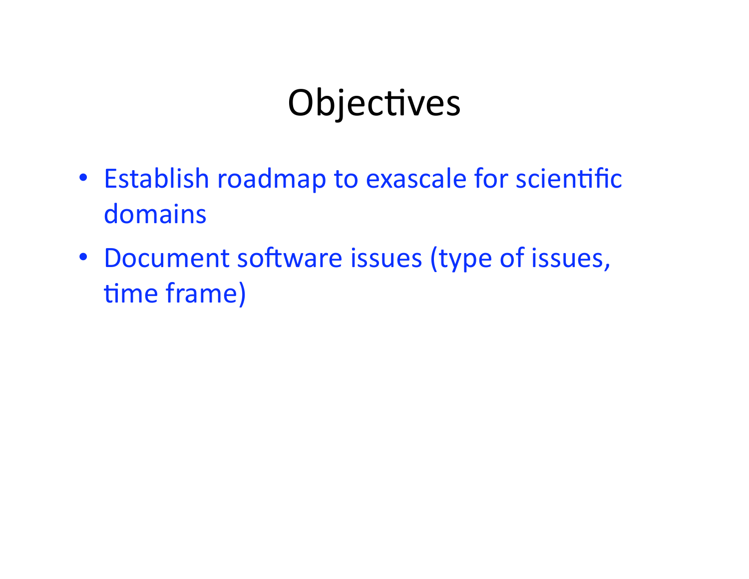# Objectives

- Establish roadmap to exascale for scientific domains
- Document software issues (type of issues, time frame)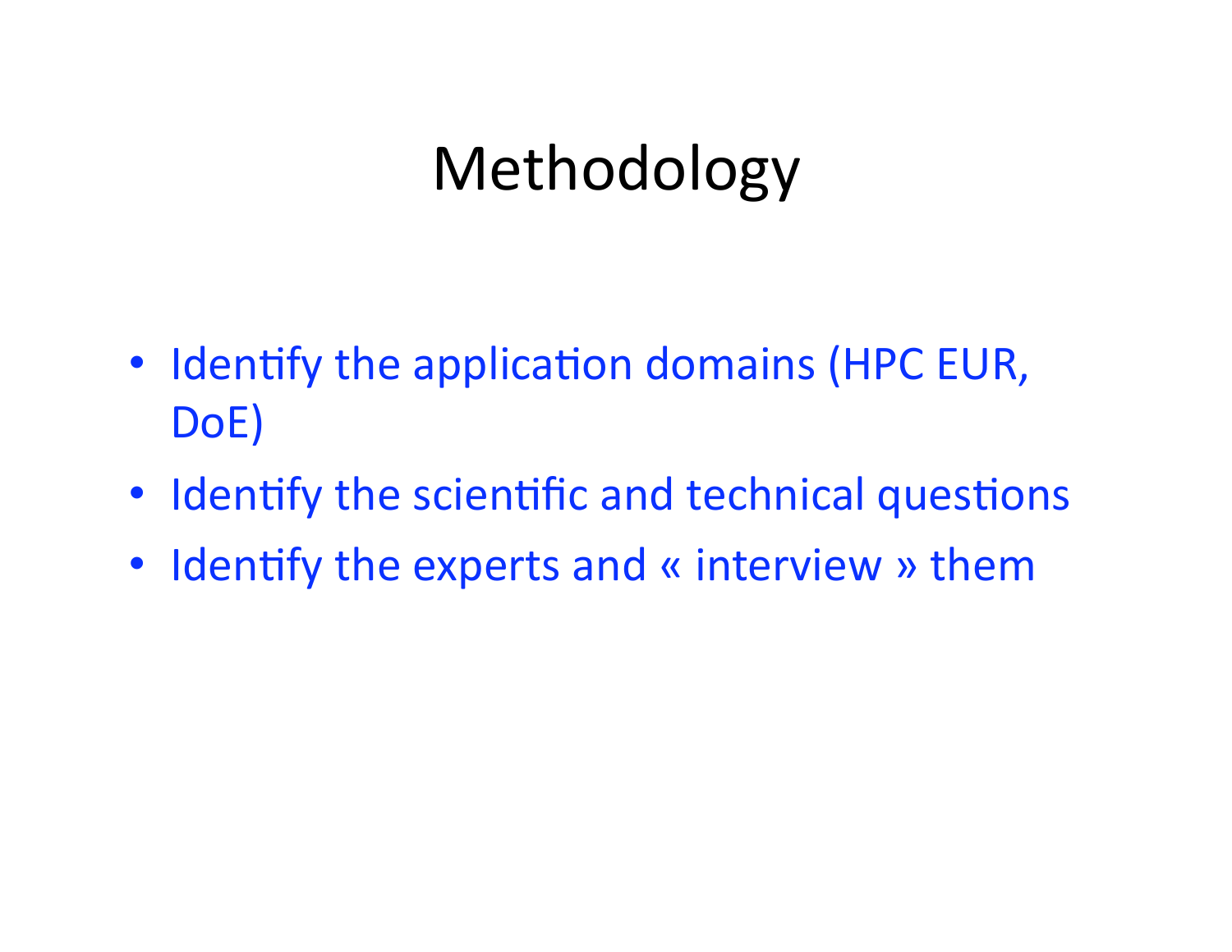# Methodology

- Identify the application domains (HPC EUR, DoE)
- Identify the scientific and technical questions
- Identify the experts and « interview » them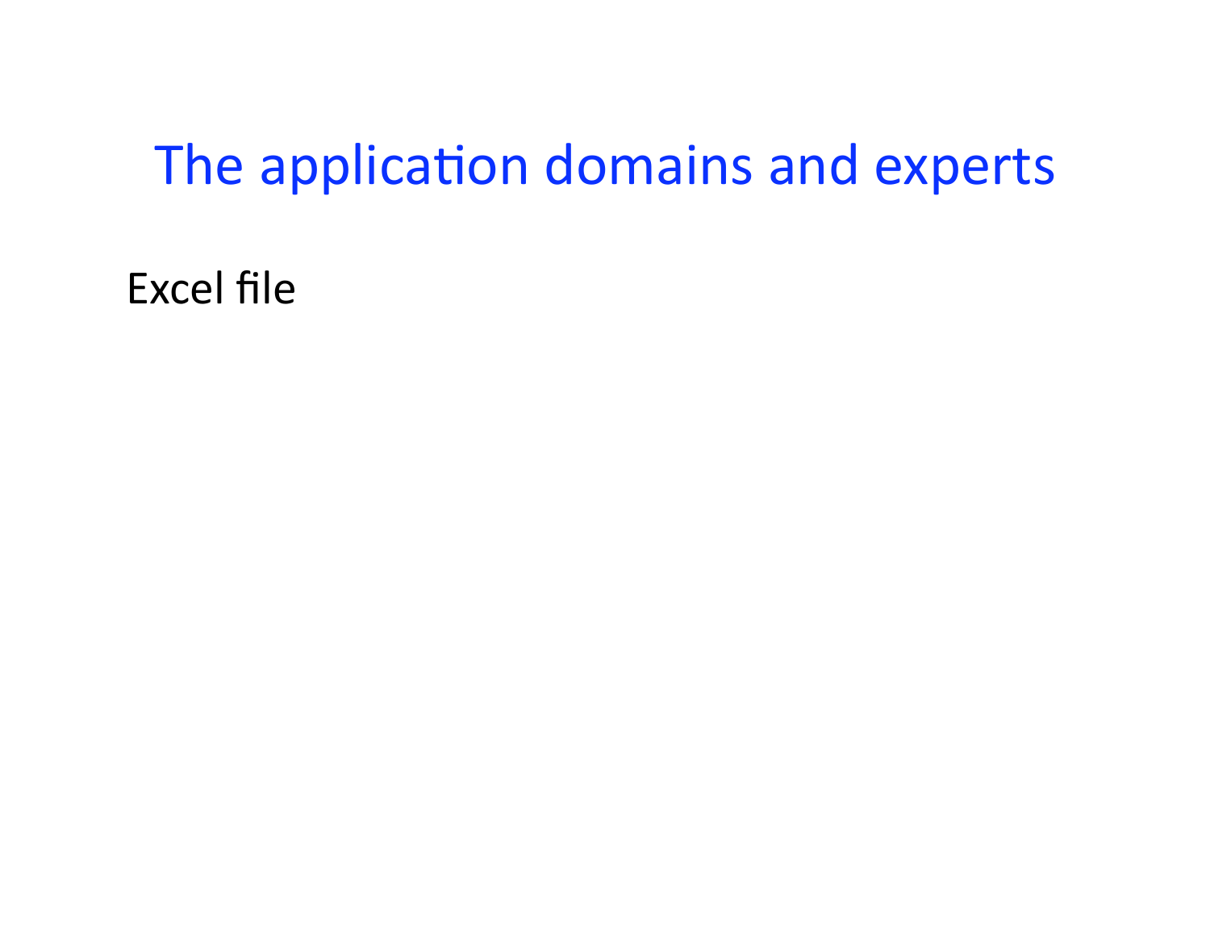# The application domains and experts

Excel file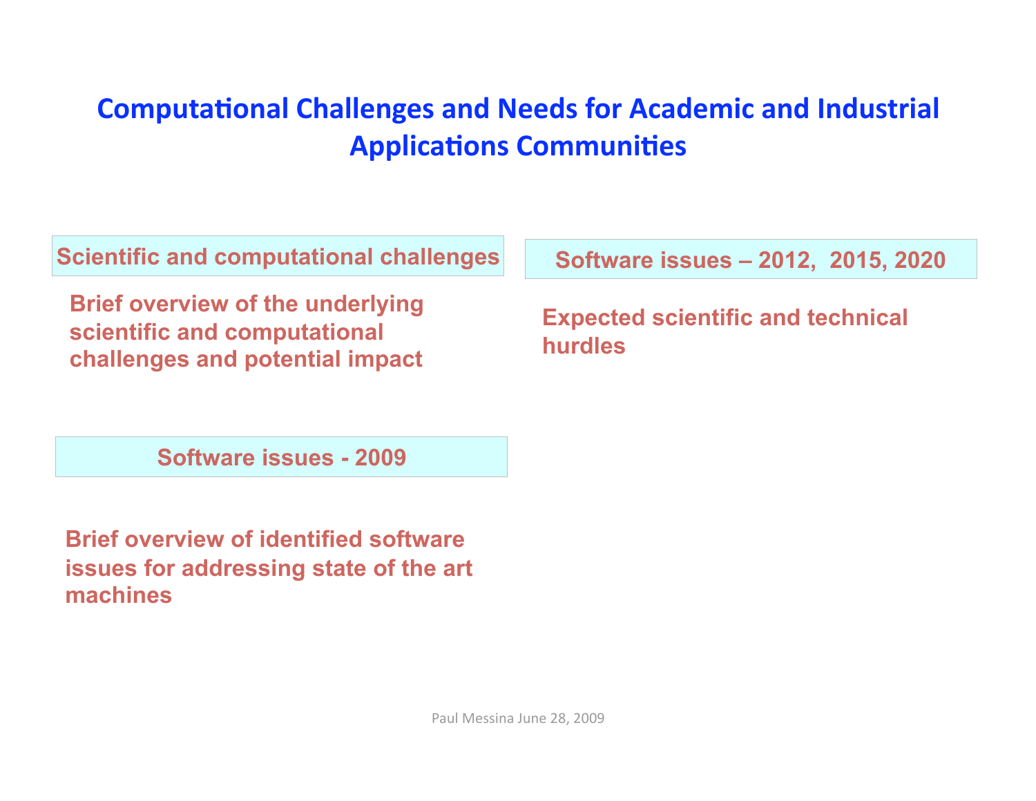# Computational Challenges and Needs for Academic and Industrial Applications Communities

## Scientific and computational challenges

Brief overview of the underlying scientific and computational challenges and potential impact

## Software issues – 2012, 2015, 2020

Expected scientific and technical hurdles

## Software issues - 2009

Brief overview of identified software issues for addressing state of the art machines

Paul Messina June 28, 2009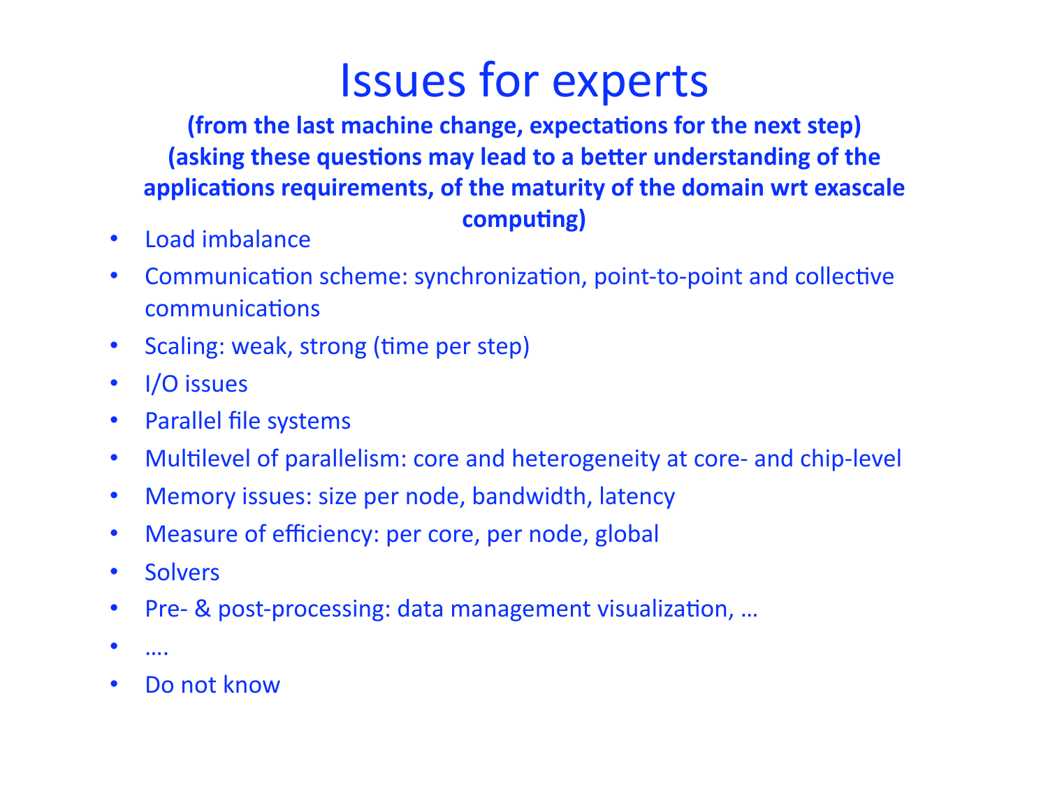# Issues for experts

**(from the last machine change, expectations for the next step)**
**(asking these questions may lead to a better understanding of the applications requirements, of the maturity of the domain wrt exascale computing)**

- Load imbalance
- Communication scheme: synchronization, point-to-point and collective communications
- Scaling: weak, strong (time per step)
- I/O issues
- Parallel file systems
- Multilevel of parallelism: core and heterogeneity at core- and chip-level
- Memory issues: size per node, bandwidth, latency
- Measure of efficiency: per core, per node, global
- Solvers
- Pre- & post-processing: data management visualization, …
- ….
- Do not know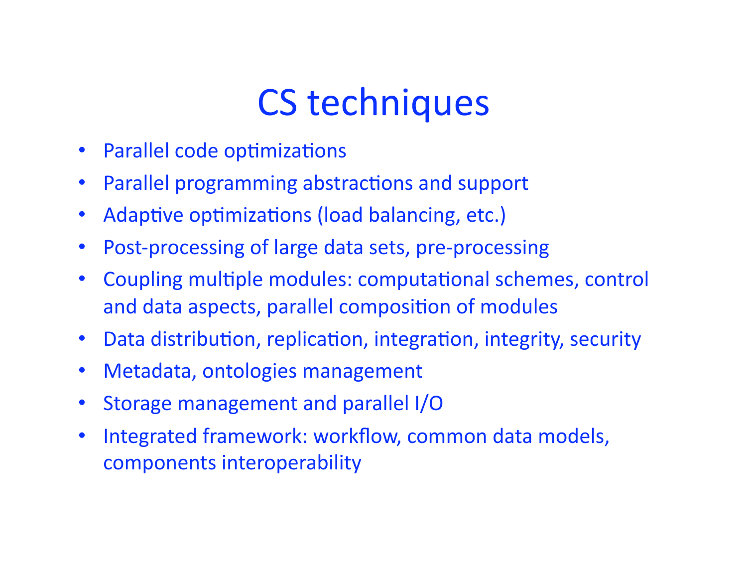# CS techniques

- Parallel code optimizations
- Parallel programming abstractions and support
- Adaptive optimizations (load balancing, etc.)
- Post-processing of large data sets, pre-processing
- Coupling multiple modules: computational schemes, control and data aspects, parallel composition of modules
- Data distribution, replication, integration, integrity, security
- Metadata, ontologies management
- Storage management and parallel I/O
- Integrated framework: workflow, common data models, components interoperability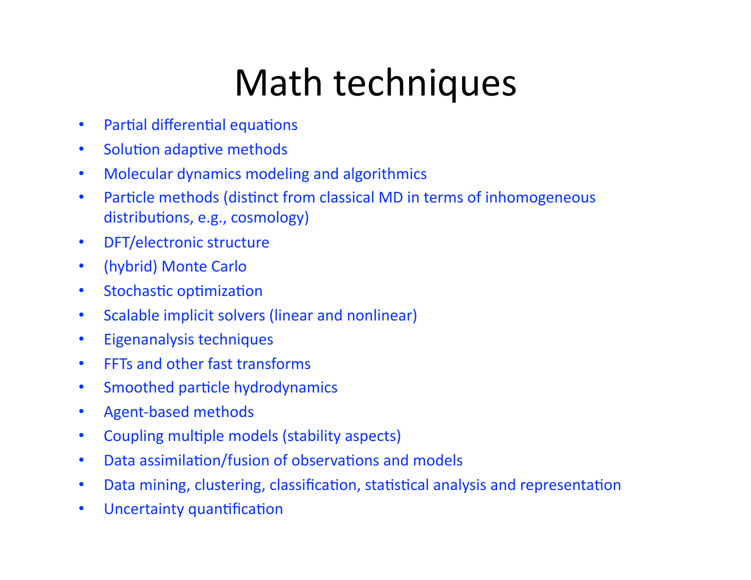# Math techniques

- Partial differential equations
- Solution adaptive methods
- Molecular dynamics modeling and algorithmics
- Particle methods (distinct from classical MD in terms of inhomogeneous distributions, e.g., cosmology)
- DFT/electronic structure
- (hybrid) Monte Carlo
- Stochastic optimization
- Scalable implicit solvers (linear and nonlinear)
- Eigenanalysis techniques
- FFTs and other fast transforms
- Smoothed particle hydrodynamics
- Agent-based methods
- Coupling multiple models (stability aspects)
- Data assimilation/fusion of observations and models
- Data mining, clustering, classification, statistical analysis and representation
- Uncertainty quantification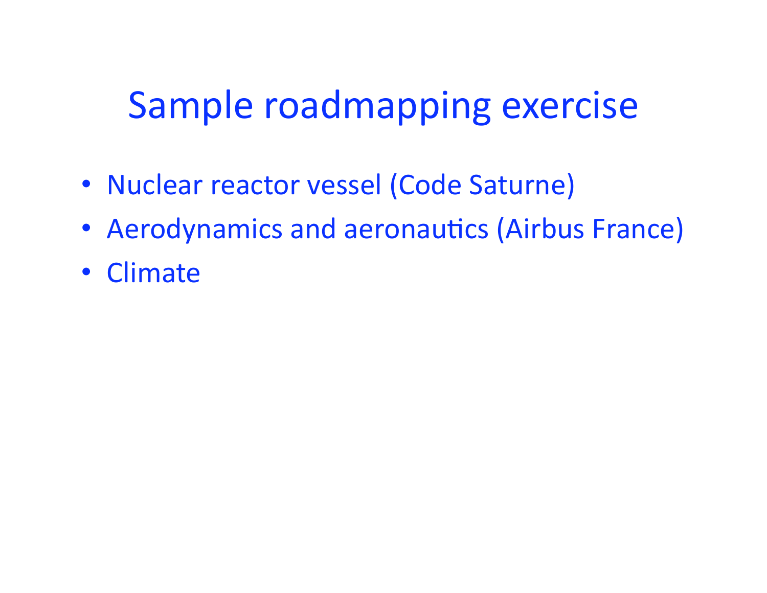# Sample roadmapping exercise

- Nuclear reactor vessel (Code Saturne)
- Aerodynamics and aeronautics (Airbus France)
- Climate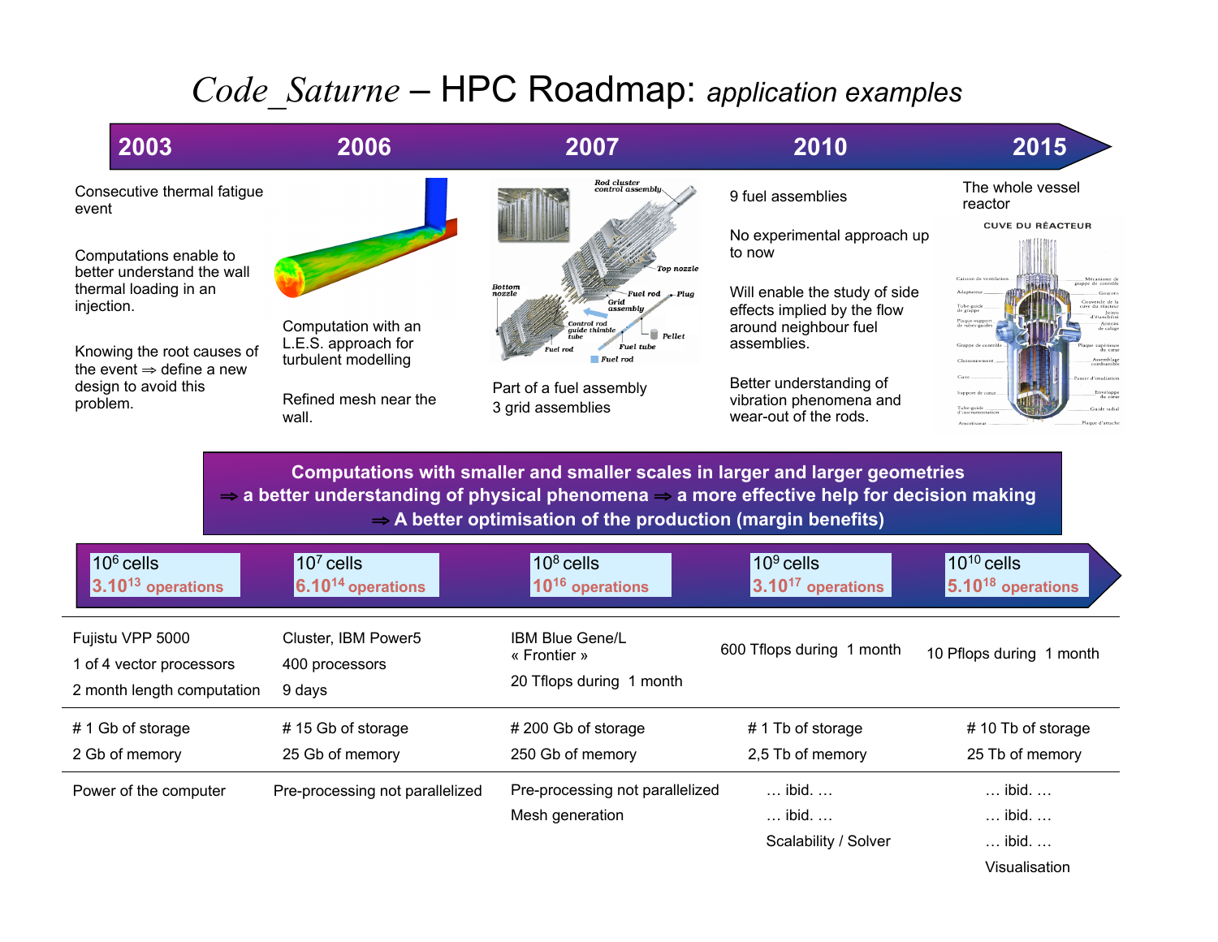# *Code_Saturne* – HPC Roadmap: *application examples*

| 2003 | 2006 | 2007 | 2010 | 2015 |
|---|---|---|---|---|
| Consecutive thermal fatigue event<br><br>Computations enable to better understand the wall thermal loading in an injection.<br><br>Knowing the root causes of the event ⇒ define a new design to avoid this problem. | Computation with an L.E.S. approach for turbulent modelling<br><br>Refined mesh near the wall. | Part of a fuel assembly<br>3 grid assemblies | 9 fuel assemblies<br><br>No experimental approach up to now<br><br>Will enable the study of side effects implied by the flow around neighbour fuel assemblies.<br><br>Better understanding of vibration phenomena and wear-out of the rods. | The whole vessel reactor |

**Computations with smaller and smaller scales in larger and larger geometries**
**⇒ a better understanding of physical phenomena ⇒ a more effective help for decision making**
**⇒ A better optimisation of the production (margin benefits)**

| $10^6$ cells<br>$3.10^{13}$ operations | $10^7$ cells<br>$6.10^{14}$ operations | $10^8$ cells<br>$10^{16}$ operations | $10^9$ cells<br>$3.10^{17}$ operations | $10^{10}$ cells<br>$5.10^{18}$ operations |
|---|---|---|---|---|
| Fujistu VPP 5000<br>1 of 4 vector processors<br>2 month length computation | Cluster, IBM Power5<br>400 processors<br>9 days | IBM Blue Gene/L « Frontier »<br>20 Tflops during 1 month | 600 Tflops during 1 month | 10 Pflops during 1 month |
| # 1 Gb of storage<br>2 Gb of memory | # 15 Gb of storage<br>25 Gb of memory | # 200 Gb of storage<br>250 Gb of memory | # 1 Tb of storage<br>2,5 Tb of memory | # 10 Tb of storage<br>25 Tb of memory |
| Power of the computer | Pre-processing not parallelized | Pre-processing not parallelized<br>Mesh generation | … ibid. …<br>… ibid. …<br>Scalability / Solver | … ibid. …<br>… ibid. …<br>… ibid. …<br>Visualisation |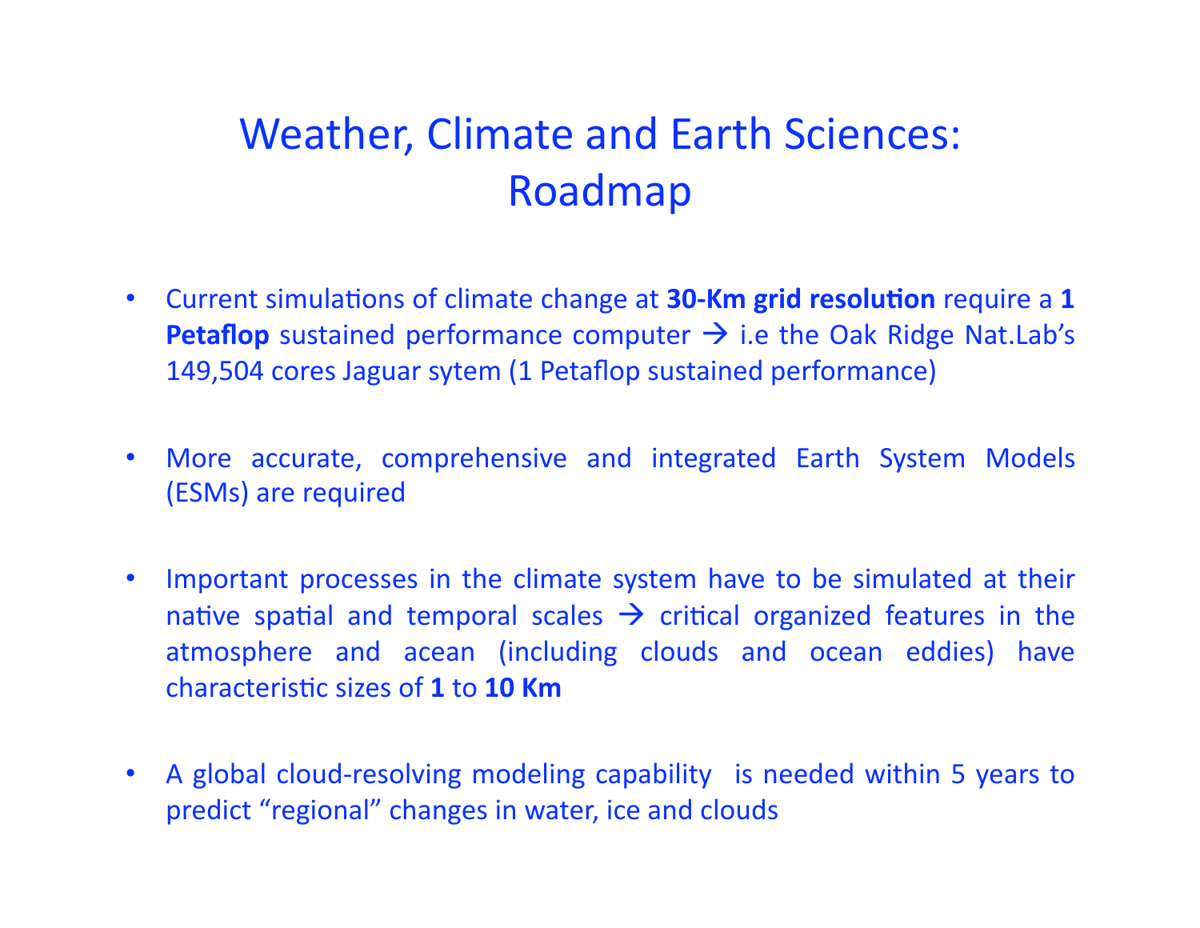# Weather, Climate and Earth Sciences: Roadmap

- Current simulations of climate change at **30-Km grid resolution** require a **1 Petaflop** sustained performance computer → i.e the Oak Ridge Nat.Lab's 149,504 cores Jaguar sytem (1 Petaflop sustained performance)

- More accurate, comprehensive and integrated Earth System Models (ESMs) are required

- Important processes in the climate system have to be simulated at their native spatial and temporal scales → critical organized features in the atmosphere and acean (including clouds and ocean eddies) have characteristic sizes of **1** to **10 Km**

- A global cloud-resolving modeling capability is needed within 5 years to predict "regional" changes in water, ice and clouds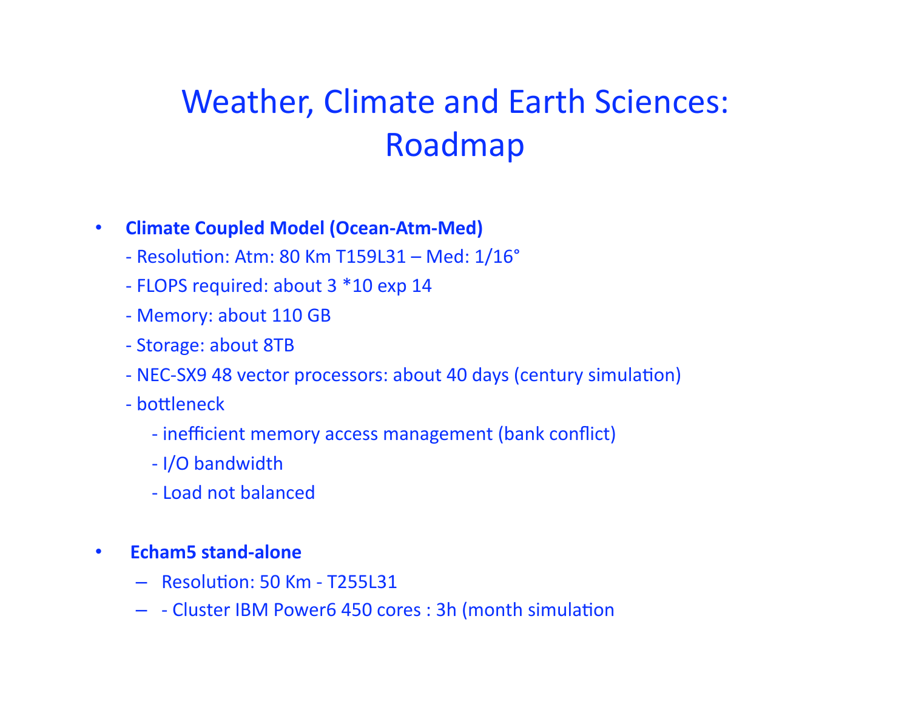# Weather, Climate and Earth Sciences: Roadmap

- **Climate Coupled Model (Ocean-Atm-Med)**
  - Resolution: Atm: 80 Km T159L31 – Med: 1/16°
  - FLOPS required: about 3 *10 exp 14
  - Memory: about 110 GB
  - Storage: about 8TB
  - NEC-SX9 48 vector processors: about 40 days (century simulation)
  - bottleneck
    - inefficient memory access management (bank conflict)
    - I/O bandwidth
    - Load not balanced

- **Echam5 stand-alone**
  - Resolution: 50 Km - T255L31
  - \- Cluster IBM Power6 450 cores : 3h (month simulation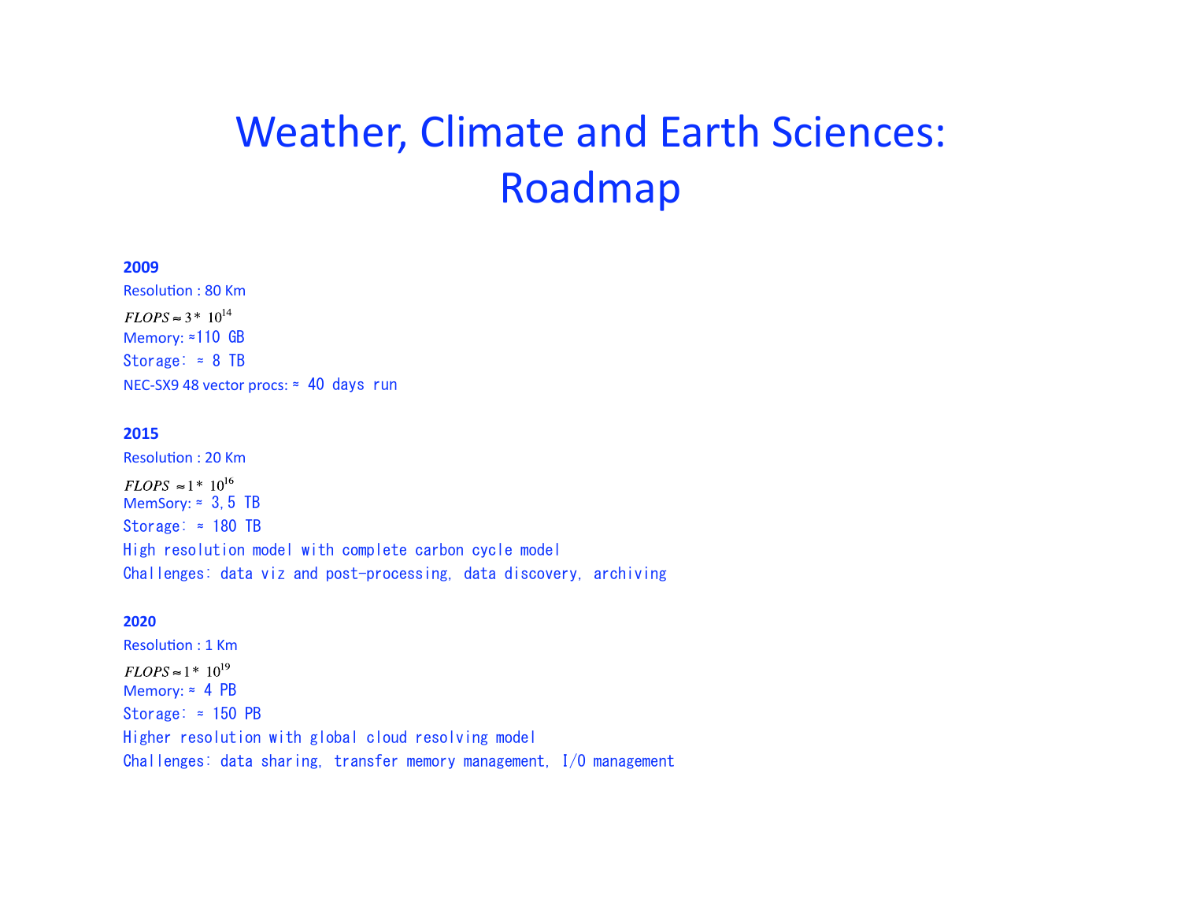# Weather, Climate and Earth Sciences: Roadmap

**2009**

Resolution : 80 Km

$FLOPS \approx 3 * 10^{14}$

Memory: ≈110 GB

Storage: ≈ 8 TB

NEC-SX9 48 vector procs: ≈ 40 days run

**2015**

Resolution : 20 Km

$FLOPS \approx 1 * 10^{16}$

MemSory: ≈ 3,5 TB

Storage: ≈ 180 TB

High resolution model with complete carbon cycle model

Challenges: data viz and post-processing, data discovery, archiving

**2020**

Resolution : 1 Km

$FLOPS \approx 1 * 10^{19}$

Memory: ≈ 4 PB

Storage: ≈ 150 PB

Higher resolution with global cloud resolving model

Challenges: data sharing, transfer memory management, I/O management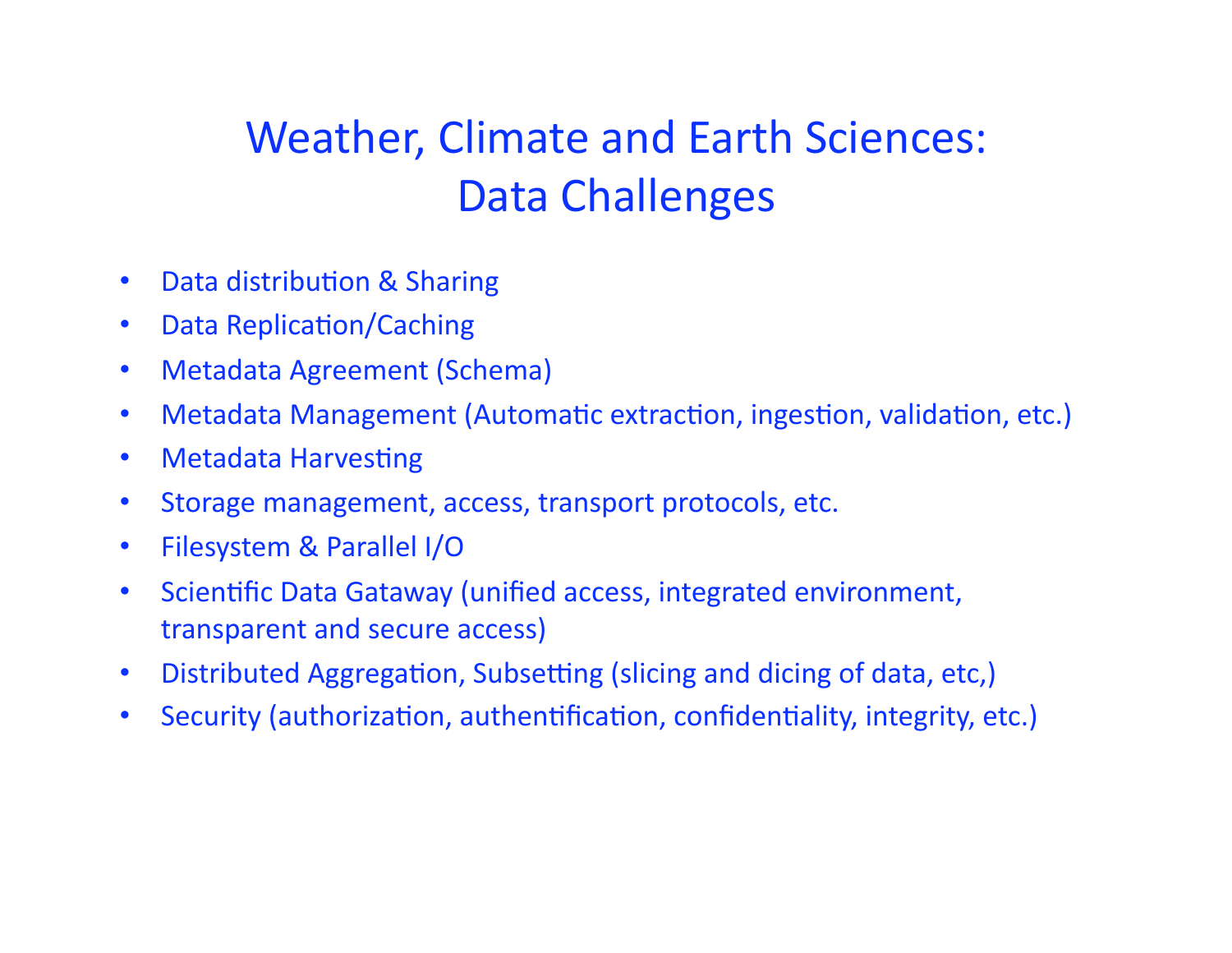# Weather, Climate and Earth Sciences: Data Challenges

- Data distribution & Sharing
- Data Replication/Caching
- Metadata Agreement (Schema)
- Metadata Management (Automatic extraction, ingestion, validation, etc.)
- Metadata Harvesting
- Storage management, access, transport protocols, etc.
- Filesystem & Parallel I/O
- Scientific Data Gataway (unified access, integrated environment, transparent and secure access)
- Distributed Aggregation, Subsetting (slicing and dicing of data, etc,)
- Security (authorization, authentification, confidentiality, integrity, etc.)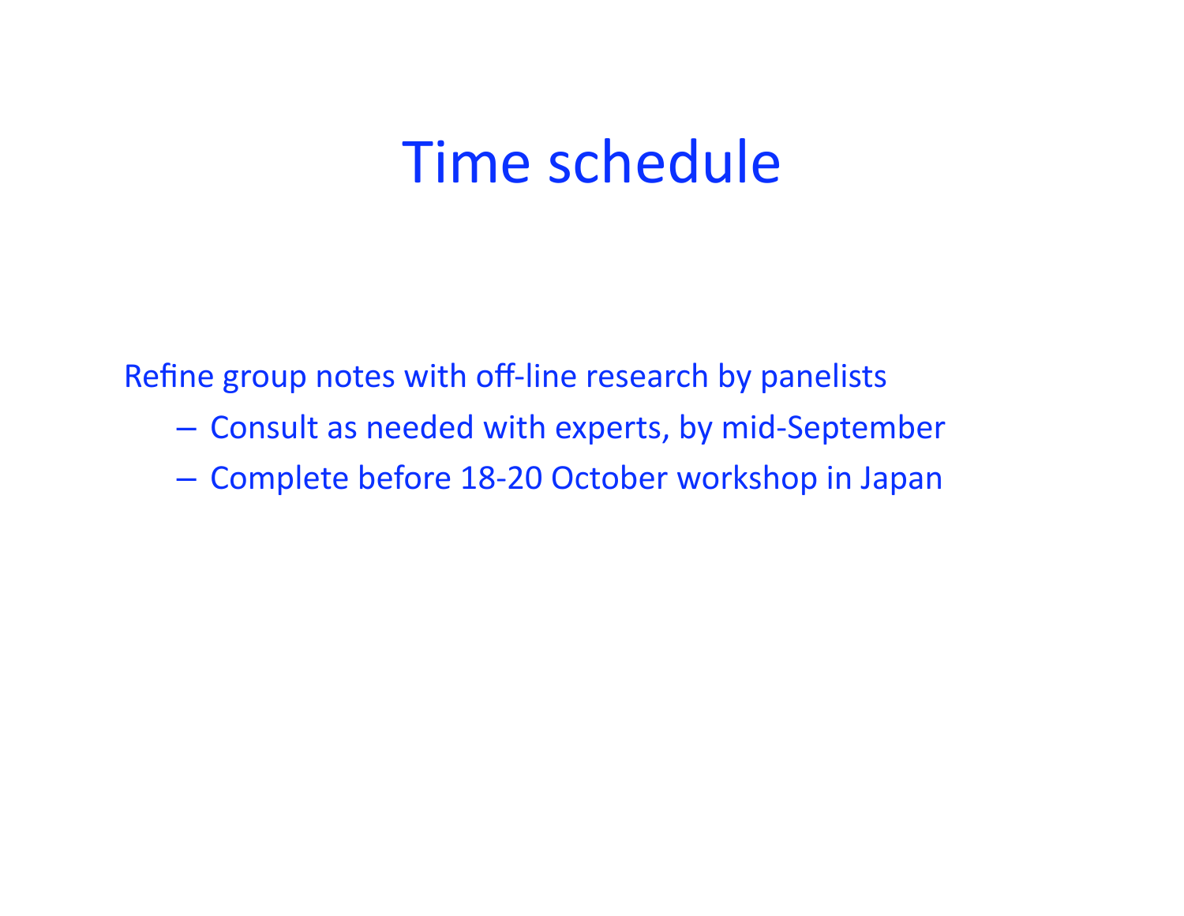# Time schedule

Refine group notes with off-line research by panelists

- Consult as needed with experts, by mid-September
- Complete before 18-20 October workshop in Japan